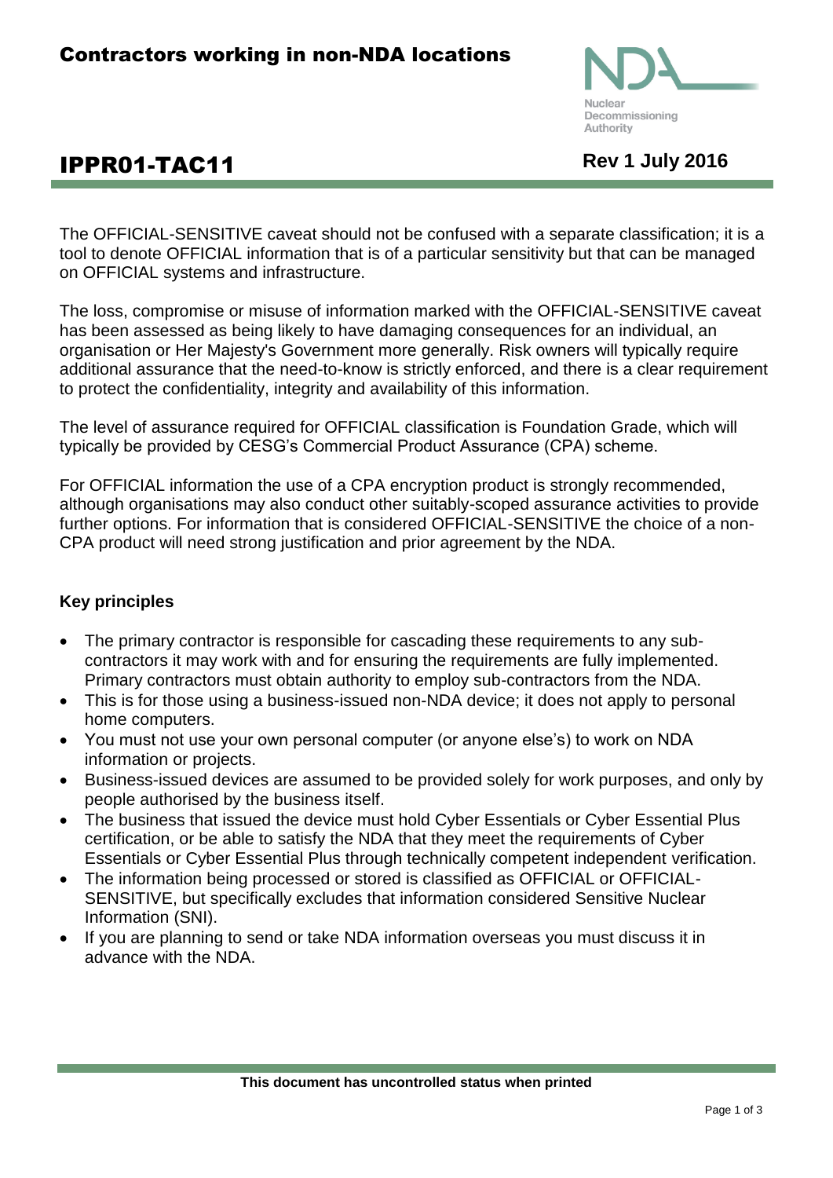# Contractors working in non-NDA locations

## IPPR01-TAC11

**Rev 1 July 2016**

The OFFICIAL-SENSITIVE caveat should not be confused with a separate classification; it is a tool to denote OFFICIAL information that is of a particular sensitivity but that can be managed on OFFICIAL systems and infrastructure.

The loss, compromise or misuse of information marked with the OFFICIAL-SENSITIVE caveat has been assessed as being likely to have damaging consequences for an individual, an organisation or Her Majesty's Government more generally. Risk owners will typically require additional assurance that the need-to-know is strictly enforced, and there is a clear requirement to protect the confidentiality, integrity and availability of this information.

The level of assurance required for OFFICIAL classification is Foundation Grade, which will typically be provided by CESG's Commercial Product Assurance (CPA) scheme.

For OFFICIAL information the use of a CPA encryption product is strongly recommended, although organisations may also conduct other suitably-scoped assurance activities to provide further options. For information that is considered OFFICIAL-SENSITIVE the choice of a non-CPA product will need strong justification and prior agreement by the NDA.

### Key principles

- The primary contractor is responsible for cascading these requirements to any sub-contractors it may work with and for ensuring the requirements are fully implemented. Primary contractors must obtain authority to employ sub-contractors from the NDA.
- This is for those using a business-issued non-NDA device; it does not apply to personal home computers.
- You must not use your own personal computer (or anyone else's) to work on NDA information or projects.
- Business-issued devices are assumed to be provided solely for work purposes, and only by people authorised by the business itself.
- The business that issued the device must hold Cyber Essentials or Cyber Essential Plus certification, or be able to satisfy the NDA that they meet the requirements of Cyber Essentials or Cyber Essential Plus through technically competent independent verification.
- The information being processed or stored is classified as OFFICIAL or OFFICIAL-SENSITIVE, but specifically excludes that information considered Sensitive Nuclear Information (SNI).
- If you are planning to send or take NDA information overseas you must discuss it in advance with the NDA.

**This document has uncontrolled status when printed**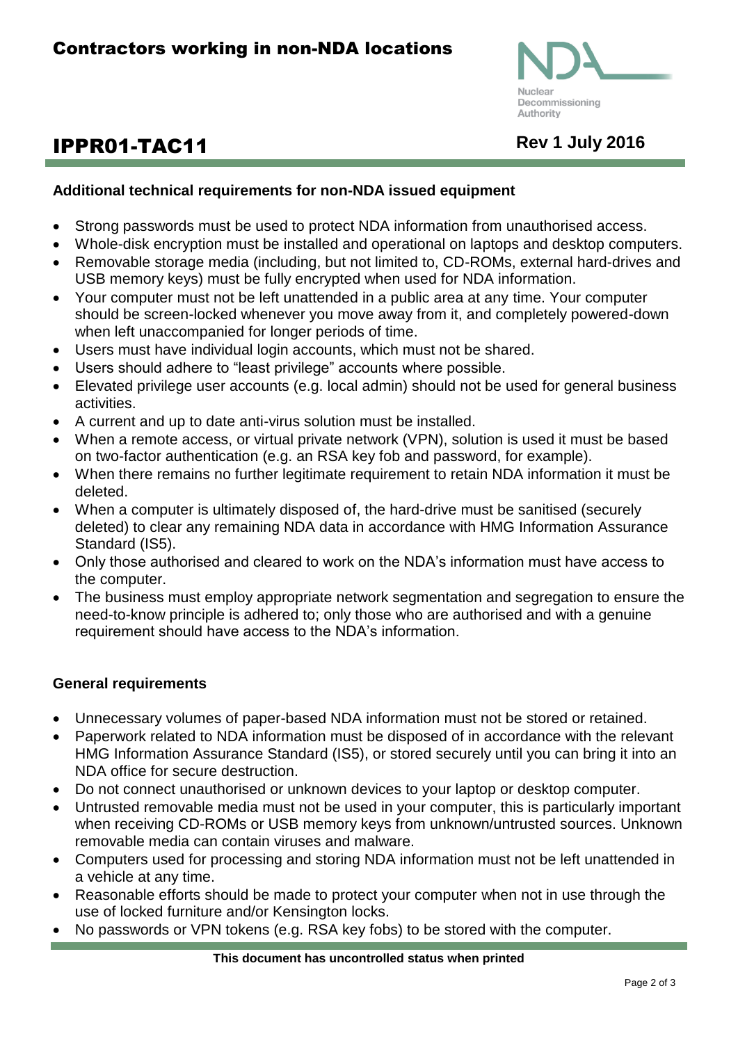## Additional technical requirements for non-NDA issued equipment

- Strong passwords must be used to protect NDA information from unauthorised access.
- Whole-disk encryption must be installed and operational on laptops and desktop computers.
- Removable storage media (including, but not limited to, CD-ROMs, external hard-drives and USB memory keys) must be fully encrypted when used for NDA information.
- Your computer must not be left unattended in a public area at any time. Your computer should be screen-locked whenever you move away from it, and completely powered-down when left unaccompanied for longer periods of time.
- Users must have individual login accounts, which must not be shared.
- Users should adhere to "least privilege" accounts where possible.
- Elevated privilege user accounts (e.g. local admin) should not be used for general business activities.
- A current and up to date anti-virus solution must be installed.
- When a remote access, or virtual private network (VPN), solution is used it must be based on two-factor authentication (e.g. an RSA key fob and password, for example).
- When there remains no further legitimate requirement to retain NDA information it must be deleted.
- When a computer is ultimately disposed of, the hard-drive must be sanitised (securely deleted) to clear any remaining NDA data in accordance with HMG Information Assurance Standard (IS5).
- Only those authorised and cleared to work on the NDA's information must have access to the computer.
- The business must employ appropriate network segmentation and segregation to ensure the need-to-know principle is adhered to; only those who are authorised and with a genuine requirement should have access to the NDA's information.

## General requirements

- Unnecessary volumes of paper-based NDA information must not be stored or retained.
- Paperwork related to NDA information must be disposed of in accordance with the relevant HMG Information Assurance Standard (IS5), or stored securely until you can bring it into an NDA office for secure destruction.
- Do not connect unauthorised or unknown devices to your laptop or desktop computer.
- Untrusted removable media must not be used in your computer, this is particularly important when receiving CD-ROMs or USB memory keys from unknown/untrusted sources. Unknown removable media can contain viruses and malware.
- Computers used for processing and storing NDA information must not be left unattended in a vehicle at any time.
- Reasonable efforts should be made to protect your computer when not in use through the use of locked furniture and/or Kensington locks.
- No passwords or VPN tokens (e.g. RSA key fobs) to be stored with the computer.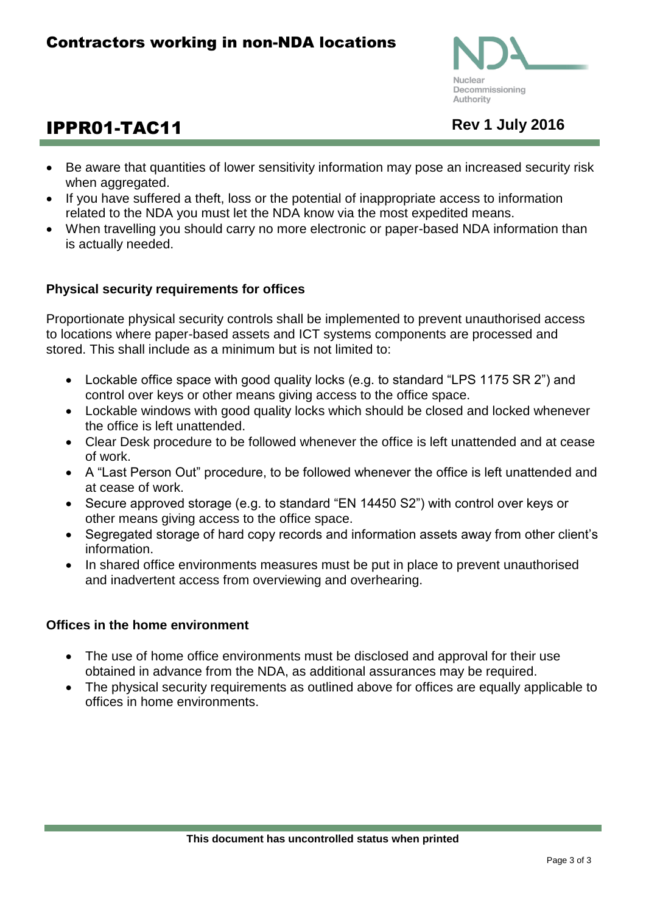- Be aware that quantities of lower sensitivity information may pose an increased security risk when aggregated.
- If you have suffered a theft, loss or the potential of inappropriate access to information related to the NDA you must let the NDA know via the most expedited means.
- When travelling you should carry no more electronic or paper-based NDA information than is actually needed.

### Physical security requirements for offices

Proportionate physical security controls shall be implemented to prevent unauthorised access to locations where paper-based assets and ICT systems components are processed and stored. This shall include as a minimum but is not limited to:

- Lockable office space with good quality locks (e.g. to standard "LPS 1175 SR 2") and control over keys or other means giving access to the office space.
- Lockable windows with good quality locks which should be closed and locked whenever the office is left unattended.
- Clear Desk procedure to be followed whenever the office is left unattended and at cease of work.
- A "Last Person Out" procedure, to be followed whenever the office is left unattended and at cease of work.
- Secure approved storage (e.g. to standard "EN 14450 S2") with control over keys or other means giving access to the office space.
- Segregated storage of hard copy records and information assets away from other client's information.
- In shared office environments measures must be put in place to prevent unauthorised and inadvertent access from overviewing and overhearing.

### Offices in the home environment

- The use of home office environments must be disclosed and approval for their use obtained in advance from the NDA, as additional assurances may be required.
- The physical security requirements as outlined above for offices are equally applicable to offices in home environments.